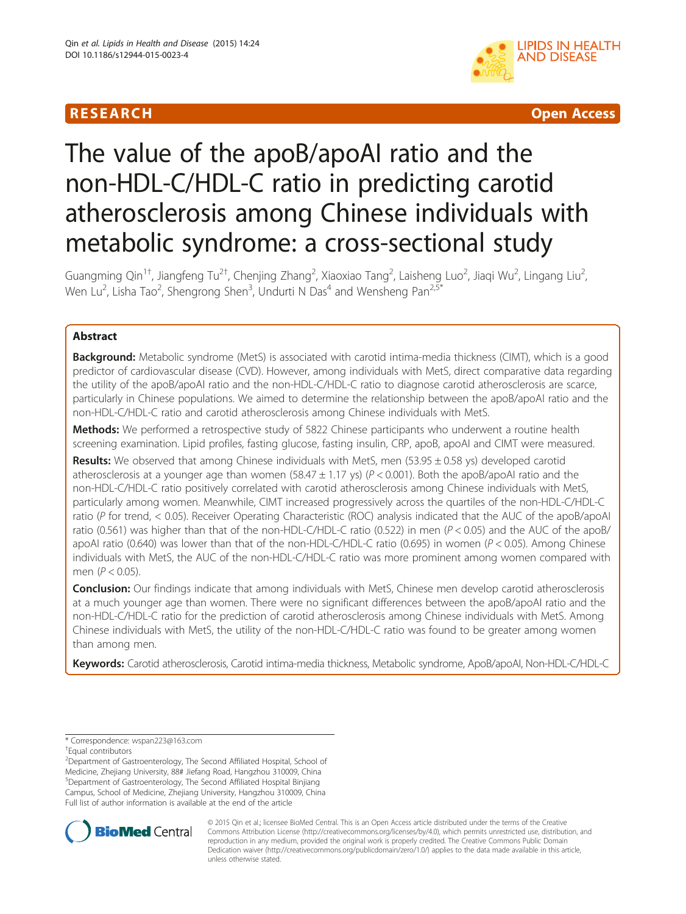RESEARCH Open Access

# The value of the apoB/apoAI ratio and the non-HDL-C/HDL-C ratio in predicting carotid atherosclerosis among Chinese individuals with metabolic syndrome: a cross-sectional study

Guangming Qin[1†], Jiangfeng Tu[2†], Chenjing Zhang[2], Xiaoxiao Tang[2], Laisheng Luo[2], Jiaqi Wu[2], Lingang Liu[2], Wen Lu[2], Lisha Tao[2], Shengrong Shen[3], Undurti N Das[4] and Wensheng Pan[2,5*]

## Abstract

**Background:** Metabolic syndrome (MetS) is associated with carotid intima-media thickness (CIMT), which is a good predictor of cardiovascular disease (CVD). However, among individuals with MetS, direct comparative data regarding the utility of the apoB/apoAI ratio and the non-HDL-C/HDL-C ratio to diagnose carotid atherosclerosis are scarce, particularly in Chinese populations. We aimed to determine the relationship between the apoB/apoAI ratio and the non-HDL-C/HDL-C ratio and carotid atherosclerosis among Chinese individuals with MetS.

**Methods:** We performed a retrospective study of 5822 Chinese participants who underwent a routine health screening examination. Lipid profiles, fasting glucose, fasting insulin, CRP, apoB, apoAI and CIMT were measured.

**Results:** We observed that among Chinese individuals with MetS, men (53.95 ± 0.58 ys) developed carotid atherosclerosis at a younger age than women (58.47 ± 1.17 ys) ($P < 0.001$). Both the apoB/apoAI ratio and the non-HDL-C/HDL-C ratio positively correlated with carotid atherosclerosis among Chinese individuals with MetS, particularly among women. Meanwhile, CIMT increased progressively across the quartiles of the non-HDL-C/HDL-C ratio (P for trend, < 0.05). Receiver Operating Characteristic (ROC) analysis indicated that the AUC of the apoB/apoAI ratio (0.561) was higher than that of the non-HDL-C/HDL-C ratio (0.522) in men ($P < 0.05$) and the AUC of the apoB/apoAI ratio (0.640) was lower than that of the non-HDL-C/HDL-C ratio (0.695) in women ($P < 0.05$). Among Chinese individuals with MetS, the AUC of the non-HDL-C/HDL-C ratio was more prominent among women compared with men ($P < 0.05$).

**Conclusion:** Our findings indicate that among individuals with MetS, Chinese men develop carotid atherosclerosis at a much younger age than women. There were no significant differences between the apoB/apoAI ratio and the non-HDL-C/HDL-C ratio for the prediction of carotid atherosclerosis among Chinese individuals with MetS. Among Chinese individuals with MetS, the utility of the non-HDL-C/HDL-C ratio was found to be greater among women than among men.

**Keywords:** Carotid atherosclerosis, Carotid intima-media thickness, Metabolic syndrome, ApoB/apoAI, Non-HDL-C/HDL-C

\* Correspondence: wspan223@163.com

†Equal contributors

[2]Department of Gastroenterology, The Second Affiliated Hospital, School of Medicine, Zhejiang University, 88# Jiefang Road, Hangzhou 310009, China

[5]Department of Gastroenterology, The Second Affiliated Hospital Binjiang Campus, School of Medicine, Zhejiang University, Hangzhou 310009, China

Full list of author information is available at the end of the article

© 2015 Qin et al.; licensee BioMed Central. This is an Open Access article distributed under the terms of the Creative Commons Attribution License (http://creativecommons.org/licenses/by/4.0), which permits unrestricted use, distribution, and reproduction in any medium, provided the original work is properly credited. The Creative Commons Public Domain Dedication waiver (http://creativecommons.org/publicdomain/zero/1.0/) applies to the data made available in this article, unless otherwise stated.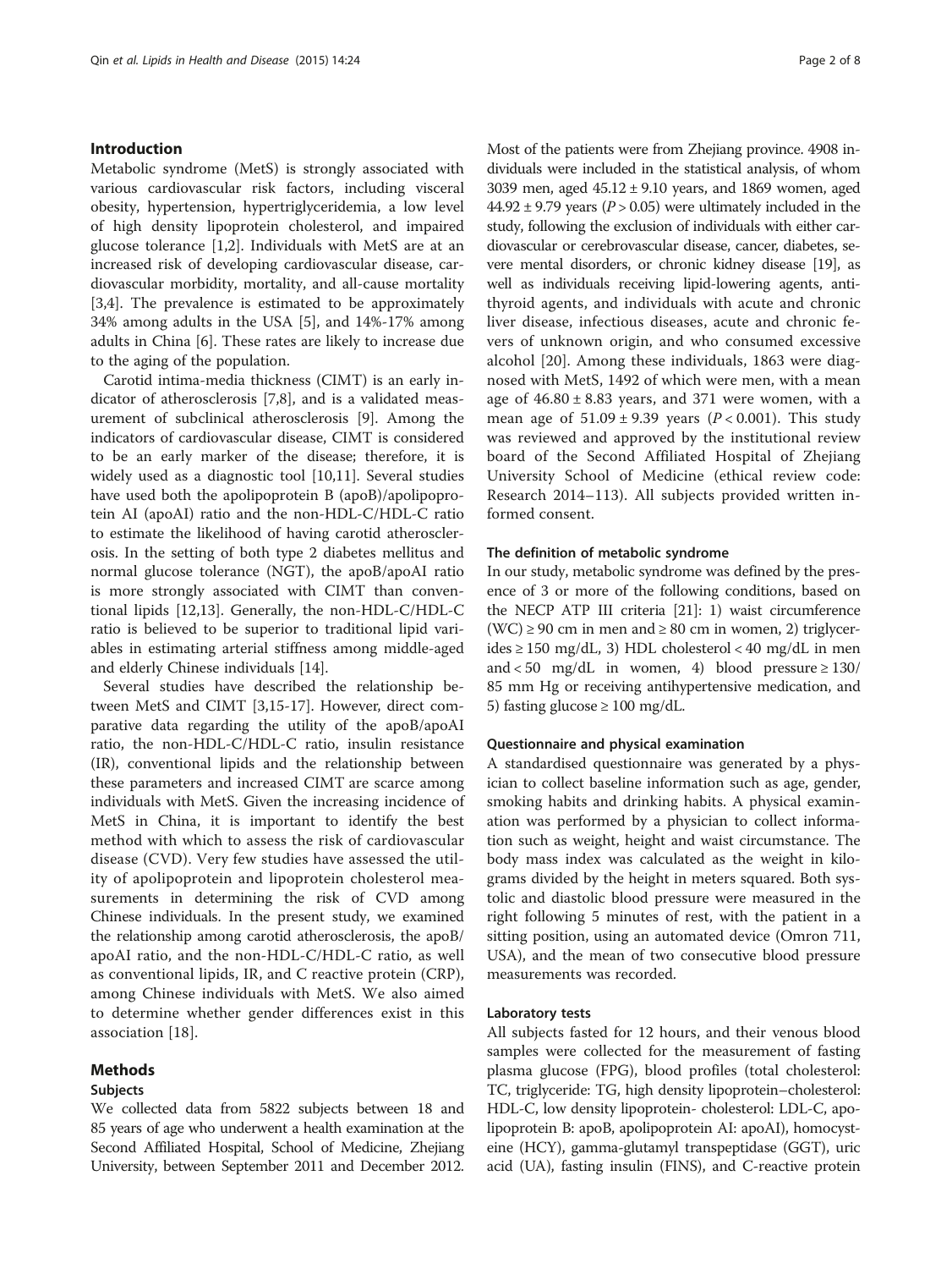## Introduction

Metabolic syndrome (MetS) is strongly associated with various cardiovascular risk factors, including visceral obesity, hypertension, hypertriglyceridemia, a low level of high density lipoprotein cholesterol, and impaired glucose tolerance [1,2]. Individuals with MetS are at an increased risk of developing cardiovascular disease, cardiovascular morbidity, mortality, and all-cause mortality [3,4]. The prevalence is estimated to be approximately 34% among adults in the USA [5], and 14%-17% among adults in China [6]. These rates are likely to increase due to the aging of the population.

Carotid intima-media thickness (CIMT) is an early indicator of atherosclerosis [7,8], and is a validated measurement of subclinical atherosclerosis [9]. Among the indicators of cardiovascular disease, CIMT is considered to be an early marker of the disease; therefore, it is widely used as a diagnostic tool [10,11]. Several studies have used both the apolipoprotein B (apoB)/apolipoprotein AI (apoAI) ratio and the non-HDL-C/HDL-C ratio to estimate the likelihood of having carotid atherosclerosis. In the setting of both type 2 diabetes mellitus and normal glucose tolerance (NGT), the apoB/apoAI ratio is more strongly associated with CIMT than conventional lipids [12,13]. Generally, the non-HDL-C/HDL-C ratio is believed to be superior to traditional lipid variables in estimating arterial stiffness among middle-aged and elderly Chinese individuals [14].

Several studies have described the relationship between MetS and CIMT [3,15-17]. However, direct comparative data regarding the utility of the apoB/apoAI ratio, the non-HDL-C/HDL-C ratio, insulin resistance (IR), conventional lipids and the relationship between these parameters and increased CIMT are scarce among individuals with MetS. Given the increasing incidence of MetS in China, it is important to identify the best method with which to assess the risk of cardiovascular disease (CVD). Very few studies have assessed the utility of apolipoprotein and lipoprotein cholesterol measurements in determining the risk of CVD among Chinese individuals. In the present study, we examined the relationship among carotid atherosclerosis, the apoB/apoAI ratio, and the non-HDL-C/HDL-C ratio, as well as conventional lipids, IR, and C reactive protein (CRP), among Chinese individuals with MetS. We also aimed to determine whether gender differences exist in this association [18].

## Methods

### Subjects

We collected data from 5822 subjects between 18 and 85 years of age who underwent a health examination at the Second Affiliated Hospital, School of Medicine, Zhejiang University, between September 2011 and December 2012. Most of the patients were from Zhejiang province. 4908 individuals were included in the statistical analysis, of whom 3039 men, aged 45.12 ± 9.10 years, and 1869 women, aged 44.92 ± 9.79 years ($P > 0.05$) were ultimately included in the study, following the exclusion of individuals with either cardiovascular or cerebrovascular disease, cancer, diabetes, severe mental disorders, or chronic kidney disease [19], as well as individuals receiving lipid-lowering agents, antithyroid agents, and individuals with acute and chronic liver disease, infectious diseases, acute and chronic fevers of unknown origin, and who consumed excessive alcohol [20]. Among these individuals, 1863 were diagnosed with MetS, 1492 of which were men, with a mean age of 46.80 ± 8.83 years, and 371 were women, with a mean age of 51.09 ± 9.39 years ($P < 0.001$). This study was reviewed and approved by the institutional review board of the Second Affiliated Hospital of Zhejiang University School of Medicine (ethical review code: Research 2014–113). All subjects provided written informed consent.

### The definition of metabolic syndrome

In our study, metabolic syndrome was defined by the presence of 3 or more of the following conditions, based on the NECP ATP III criteria [21]: 1) waist circumference (WC) ≥ 90 cm in men and ≥ 80 cm in women, 2) triglycerides ≥ 150 mg/dL, 3) HDL cholesterol < 40 mg/dL in men and < 50 mg/dL in women, 4) blood pressure ≥ 130/85 mm Hg or receiving antihypertensive medication, and 5) fasting glucose ≥ 100 mg/dL.

### Questionnaire and physical examination

A standardised questionnaire was generated by a physician to collect baseline information such as age, gender, smoking habits and drinking habits. A physical examination was performed by a physician to collect information such as weight, height and waist circumstance. The body mass index was calculated as the weight in kilograms divided by the height in meters squared. Both systolic and diastolic blood pressure were measured in the right following 5 minutes of rest, with the patient in a sitting position, using an automated device (Omron 711, USA), and the mean of two consecutive blood pressure measurements was recorded.

### Laboratory tests

All subjects fasted for 12 hours, and their venous blood samples were collected for the measurement of fasting plasma glucose (FPG), blood profiles (total cholesterol: TC, triglyceride: TG, high density lipoprotein–cholesterol: HDL-C, low density lipoprotein- cholesterol: LDL-C, apolipoprotein B: apoB, apolipoprotein AI: apoAI), homocysteine (HCY), gamma-glutamyl transpeptidase (GGT), uric acid (UA), fasting insulin (FINS), and C-reactive protein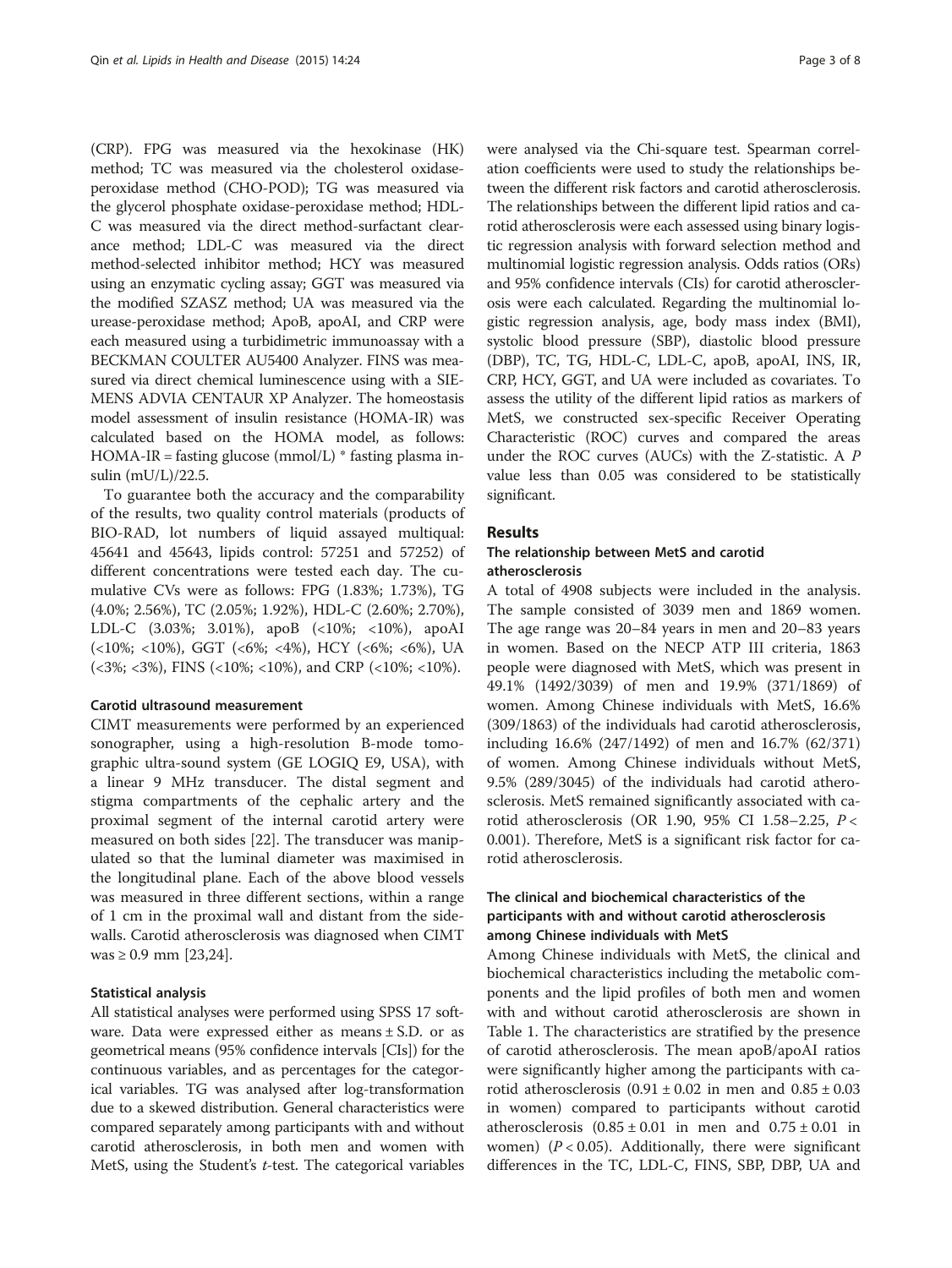(CRP). FPG was measured via the hexokinase (HK) method; TC was measured via the cholesterol oxidase-peroxidase method (CHO-POD); TG was measured via the glycerol phosphate oxidase-peroxidase method; HDL-C was measured via the direct method-surfactant clearance method; LDL-C was measured via the direct method-selected inhibitor method; HCY was measured using an enzymatic cycling assay; GGT was measured via the modified SZASZ method; UA was measured via the urease-peroxidase method; ApoB, apoAI, and CRP were each measured using a turbidimetric immunoassay with a BECKMAN COULTER AU5400 Analyzer. FINS was measured via direct chemical luminescence using with a SIEMENS ADVIA CENTAUR XP Analyzer. The homeostasis model assessment of insulin resistance (HOMA-IR) was calculated based on the HOMA model, as follows: HOMA-IR = fasting glucose (mmol/L) * fasting plasma insulin (mU/L)/22.5.

To guarantee both the accuracy and the comparability of the results, two quality control materials (products of BIO-RAD, lot numbers of liquid assayed multiqual: 45641 and 45643, lipids control: 57251 and 57252) of different concentrations were tested each day. The cumulative CVs were as follows: FPG (1.83%; 1.73%), TG (4.0%; 2.56%), TC (2.05%; 1.92%), HDL-C (2.60%; 2.70%), LDL-C (3.03%; 3.01%), apoB (<10%; <10%), apoAI (<10%; <10%), GGT (<6%; <4%), HCY (<6%; <6%), UA (<3%; <3%), FINS (<10%; <10%), and CRP (<10%; <10%).

### Carotid ultrasound measurement

CIMT measurements were performed by an experienced sonographer, using a high-resolution B-mode tomographic ultra-sound system (GE LOGIQ E9, USA), with a linear 9 MHz transducer. The distal segment and stigma compartments of the cephalic artery and the proximal segment of the internal carotid artery were measured on both sides [22]. The transducer was manipulated so that the luminal diameter was maximised in the longitudinal plane. Each of the above blood vessels was measured in three different sections, within a range of 1 cm in the proximal wall and distant from the sidewalls. Carotid atherosclerosis was diagnosed when CIMT was ≥ 0.9 mm [23,24].

### Statistical analysis

All statistical analyses were performed using SPSS 17 software. Data were expressed either as means ± S.D. or as geometrical means (95% confidence intervals [CIs]) for the continuous variables, and as percentages for the categorical variables. TG was analysed after log-transformation due to a skewed distribution. General characteristics were compared separately among participants with and without carotid atherosclerosis, in both men and women with MetS, using the Student's *t*-test. The categorical variables were analysed via the Chi-square test. Spearman correlation coefficients were used to study the relationships between the different risk factors and carotid atherosclerosis. The relationships between the different lipid ratios and carotid atherosclerosis were each assessed using binary logistic regression analysis with forward selection method and multinomial logistic regression analysis. Odds ratios (ORs) and 95% confidence intervals (CIs) for carotid atherosclerosis were each calculated. Regarding the multinomial logistic regression analysis, age, body mass index (BMI), systolic blood pressure (SBP), diastolic blood pressure (DBP), TC, TG, HDL-C, LDL-C, apoB, apoAI, INS, IR, CRP, HCY, GGT, and UA were included as covariates. To assess the utility of the different lipid ratios as markers of MetS, we constructed sex-specific Receiver Operating Characteristic (ROC) curves and compared the areas under the ROC curves (AUCs) with the Z-statistic. A *P* value less than 0.05 was considered to be statistically significant.

## Results

### The relationship between MetS and carotid atherosclerosis

A total of 4908 subjects were included in the analysis. The sample consisted of 3039 men and 1869 women. The age range was 20–84 years in men and 20–83 years in women. Based on the NECP ATP III criteria, 1863 people were diagnosed with MetS, which was present in 49.1% (1492/3039) of men and 19.9% (371/1869) of women. Among Chinese individuals with MetS, 16.6% (309/1863) of the individuals had carotid atherosclerosis, including 16.6% (247/1492) of men and 16.7% (62/371) of women. Among Chinese individuals without MetS, 9.5% (289/3045) of the individuals had carotid atherosclerosis. MetS remained significantly associated with carotid atherosclerosis (OR 1.90, 95% CI 1.58–2.25, $P < 0.001$). Therefore, MetS is a significant risk factor for carotid atherosclerosis.

### The clinical and biochemical characteristics of the participants with and without carotid atherosclerosis among Chinese individuals with MetS

Among Chinese individuals with MetS, the clinical and biochemical characteristics including the metabolic components and the lipid profiles of both men and women with and without carotid atherosclerosis are shown in Table 1. The characteristics are stratified by the presence of carotid atherosclerosis. The mean apoB/apoAI ratios were significantly higher among the participants with carotid atherosclerosis (0.91 ± 0.02 in men and 0.85 ± 0.03 in women) compared to participants without carotid atherosclerosis (0.85 ± 0.01 in men and 0.75 ± 0.01 in women) ($P < 0.05$). Additionally, there were significant differences in the TC, LDL-C, FINS, SBP, DBP, UA and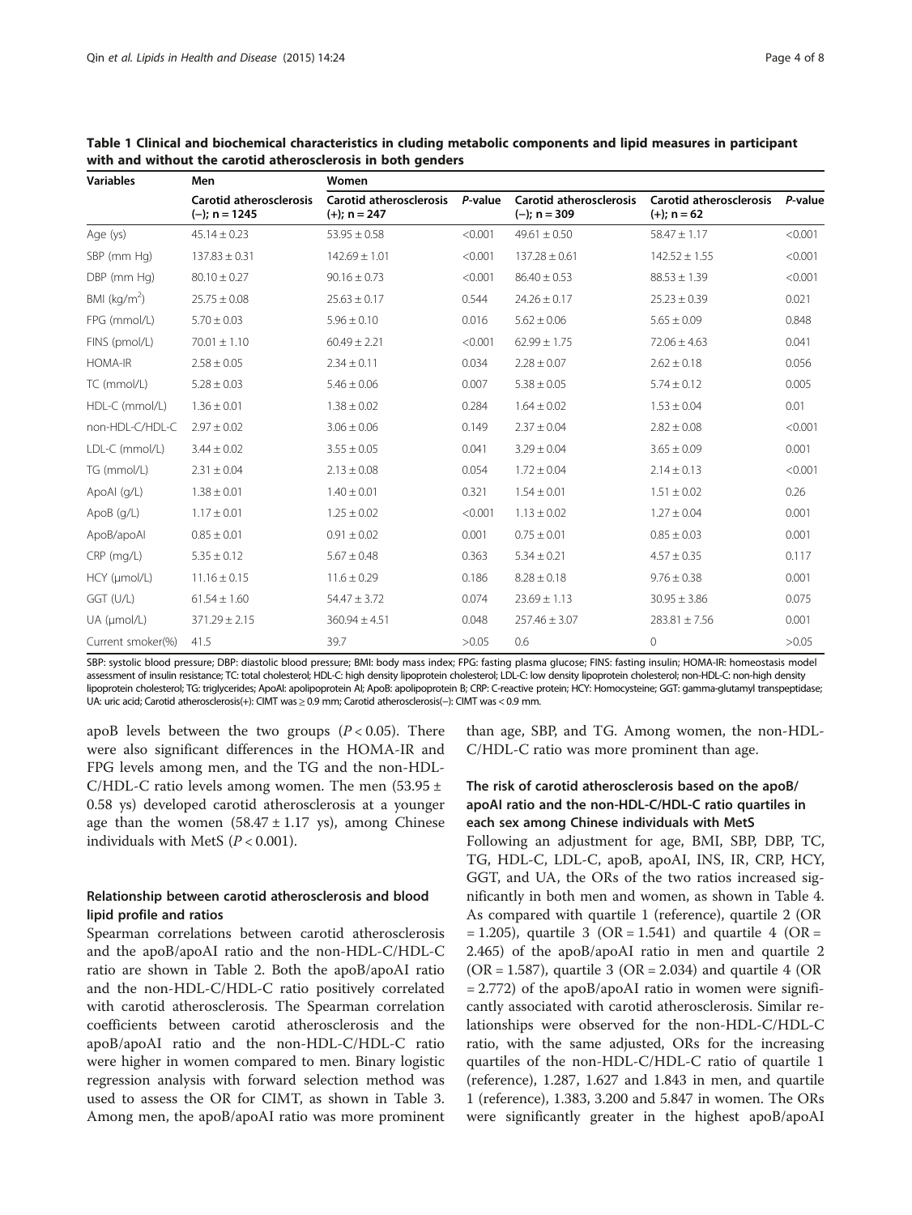**Table 1 Clinical and biochemical characteristics in cluding metabolic components and lipid measures in participant with and without the carotid atherosclerosis in both genders**

| Variables | Men | | | Women | | |
|---|---|---|---|---|---|---|
| | Carotid atherosclerosis (−); n = 1245 | Carotid atherosclerosis (+); n = 247 | *P*-value | Carotid atherosclerosis (−); n = 309 | Carotid atherosclerosis (+); n = 62 | *P*-value |
| Age (ys) | 45.14 ± 0.23 | 53.95 ± 0.58 | <0.001 | 49.61 ± 0.50 | 58.47 ± 1.17 | <0.001 |
| SBP (mm Hg) | 137.83 ± 0.31 | 142.69 ± 1.01 | <0.001 | 137.28 ± 0.61 | 142.52 ± 1.55 | <0.001 |
| DBP (mm Hg) | 80.10 ± 0.27 | 90.16 ± 0.73 | <0.001 | 86.40 ± 0.53 | 88.53 ± 1.39 | <0.001 |
| BMI (kg/m$^2$) | 25.75 ± 0.08 | 25.63 ± 0.17 | 0.544 | 24.26 ± 0.17 | 25.23 ± 0.39 | 0.021 |
| FPG (mmol/L) | 5.70 ± 0.03 | 5.96 ± 0.10 | 0.016 | 5.62 ± 0.06 | 5.65 ± 0.09 | 0.848 |
| FINS (pmol/L) | 70.01 ± 1.10 | 60.49 ± 2.21 | <0.001 | 62.99 ± 1.75 | 72.06 ± 4.63 | 0.041 |
| HOMA-IR | 2.58 ± 0.05 | 2.34 ± 0.11 | 0.034 | 2.28 ± 0.07 | 2.62 ± 0.18 | 0.056 |
| TC (mmol/L) | 5.28 ± 0.03 | 5.46 ± 0.06 | 0.007 | 5.38 ± 0.05 | 5.74 ± 0.12 | 0.005 |
| HDL-C (mmol/L) | 1.36 ± 0.01 | 1.38 ± 0.02 | 0.284 | 1.64 ± 0.02 | 1.53 ± 0.04 | 0.01 |
| non-HDL-C/HDL-C | 2.97 ± 0.02 | 3.06 ± 0.06 | 0.149 | 2.37 ± 0.04 | 2.82 ± 0.08 | <0.001 |
| LDL-C (mmol/L) | 3.44 ± 0.02 | 3.55 ± 0.05 | 0.041 | 3.29 ± 0.04 | 3.65 ± 0.09 | 0.001 |
| TG (mmol/L) | 2.31 ± 0.04 | 2.13 ± 0.08 | 0.054 | 1.72 ± 0.04 | 2.14 ± 0.13 | <0.001 |
| ApoAI (g/L) | 1.38 ± 0.01 | 1.40 ± 0.01 | 0.321 | 1.54 ± 0.01 | 1.51 ± 0.02 | 0.26 |
| ApoB (g/L) | 1.17 ± 0.01 | 1.25 ± 0.02 | <0.001 | 1.13 ± 0.02 | 1.27 ± 0.04 | 0.001 |
| ApoB/apoAI | 0.85 ± 0.01 | 0.91 ± 0.02 | 0.001 | 0.75 ± 0.01 | 0.85 ± 0.03 | 0.001 |
| CRP (mg/L) | 5.35 ± 0.12 | 5.67 ± 0.48 | 0.363 | 5.34 ± 0.21 | 4.57 ± 0.35 | 0.117 |
| HCY (μmol/L) | 11.16 ± 0.15 | 11.6 ± 0.29 | 0.186 | 8.28 ± 0.18 | 9.76 ± 0.38 | 0.001 |
| GGT (U/L) | 61.54 ± 1.60 | 54.47 ± 3.72 | 0.074 | 23.69 ± 1.13 | 30.95 ± 3.86 | 0.075 |
| UA (μmol/L) | 371.29 ± 2.15 | 360.94 ± 4.51 | 0.048 | 257.46 ± 3.07 | 283.81 ± 7.56 | 0.001 |
| Current smoker(%) | 41.5 | 39.7 | >0.05 | 0.6 | 0 | >0.05 |

SBP: systolic blood pressure; DBP: diastolic blood pressure; BMI: body mass index; FPG: fasting plasma glucose; FINS: fasting insulin; HOMA-IR: homeostasis model assessment of insulin resistance; TC: total cholesterol; HDL-C: high density lipoprotein cholesterol; LDL-C: low density lipoprotein cholesterol; non-HDL-C: non-high density lipoprotein cholesterol; TG: triglycerides; ApoAI: apolipoprotein AI; ApoB: apolipoprotein B; CRP: C-reactive protein; HCY: Homocysteine; GGT: gamma-glutamyl transpeptidase; UA: uric acid; Carotid atherosclerosis(+): CIMT was ≥ 0.9 mm; Carotid atherosclerosis(−): CIMT was < 0.9 mm.

apoB levels between the two groups ($P < 0.05$). There were also significant differences in the HOMA-IR and FPG levels among men, and the TG and the non-HDL-C/HDL-C ratio levels among women. The men (53.95 ± 0.58 ys) developed carotid atherosclerosis at a younger age than the women (58.47 ± 1.17 ys), among Chinese individuals with MetS ($P < 0.001$).

### Relationship between carotid atherosclerosis and blood lipid profile and ratios

Spearman correlations between carotid atherosclerosis and the apoB/apoAI ratio and the non-HDL-C/HDL-C ratio are shown in Table 2. Both the apoB/apoAI ratio and the non-HDL-C/HDL-C ratio positively correlated with carotid atherosclerosis. The Spearman correlation coefficients between carotid atherosclerosis and the apoB/apoAI ratio and the non-HDL-C/HDL-C ratio were higher in women compared to men. Binary logistic regression analysis with forward selection method was used to assess the OR for CIMT, as shown in Table 3. Among men, the apoB/apoAI ratio was more prominent than age, SBP, and TG. Among women, the non-HDL-C/HDL-C ratio was more prominent than age.

### The risk of carotid atherosclerosis based on the apoB/apoAI ratio and the non-HDL-C/HDL-C ratio quartiles in each sex among Chinese individuals with MetS

Following an adjustment for age, BMI, SBP, DBP, TC, TG, HDL-C, LDL-C, apoB, apoAI, INS, IR, CRP, HCY, GGT, and UA, the ORs of the two ratios increased significantly in both men and women, as shown in Table 4. As compared with quartile 1 (reference), quartile 2 (OR = 1.205), quartile 3 (OR = 1.541) and quartile 4 (OR = 2.465) of the apoB/apoAI ratio in men and quartile 2 (OR = 1.587), quartile 3 (OR = 2.034) and quartile 4 (OR = 2.772) of the apoB/apoAI ratio in women were significantly associated with carotid atherosclerosis. Similar relationships were observed for the non-HDL-C/HDL-C ratio, with the same adjusted, ORs for the increasing quartiles of the non-HDL-C/HDL-C ratio of quartile 1 (reference), 1.287, 1.627 and 1.843 in men, and quartile 1 (reference), 1.383, 3.200 and 5.847 in women. The ORs were significantly greater in the highest apoB/apoAI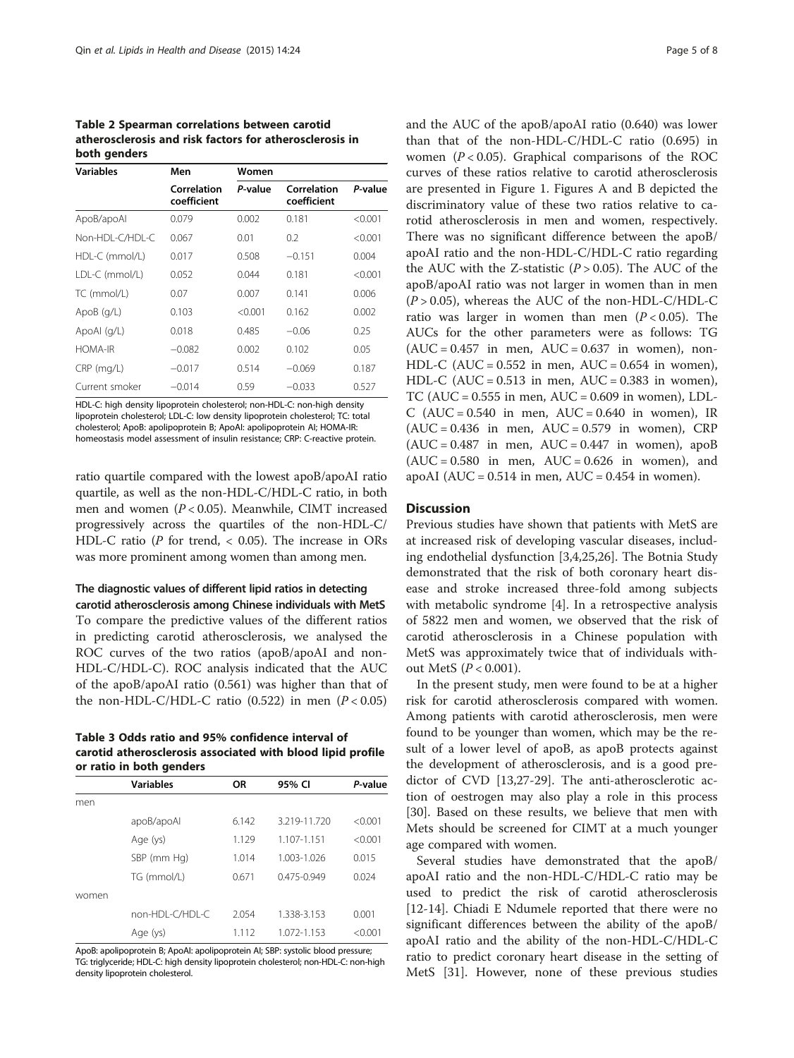**Table 2 Spearman correlations between carotid atherosclerosis and risk factors for atherosclerosis in both genders**

| Variables | Men | | Women | |
|---|---|---|---|---|
| | Correlation coefficient | *P*-value | Correlation coefficient | *P*-value |
| ApoB/apoAI | 0.079 | 0.002 | 0.181 | <0.001 |
| Non-HDL-C/HDL-C | 0.067 | 0.01 | 0.2 | <0.001 |
| HDL-C (mmol/L) | 0.017 | 0.508 | −0.151 | 0.004 |
| LDL-C (mmol/L) | 0.052 | 0.044 | 0.181 | <0.001 |
| TC (mmol/L) | 0.07 | 0.007 | 0.141 | 0.006 |
| ApoB (g/L) | 0.103 | <0.001 | 0.162 | 0.002 |
| ApoAI (g/L) | 0.018 | 0.485 | −0.06 | 0.25 |
| HOMA-IR | −0.082 | 0.002 | 0.102 | 0.05 |
| CRP (mg/L) | −0.017 | 0.514 | −0.069 | 0.187 |
| Current smoker | −0.014 | 0.59 | −0.033 | 0.527 |

HDL-C: high density lipoprotein cholesterol; non-HDL-C: non-high density lipoprotein cholesterol; LDL-C: low density lipoprotein cholesterol; TC: total cholesterol; ApoB: apolipoprotein B; ApoAI: apolipoprotein AI; HOMA-IR: homeostasis model assessment of insulin resistance; CRP: C-reactive protein.

ratio quartile compared with the lowest apoB/apoAI ratio quartile, as well as the non-HDL-C/HDL-C ratio, in both men and women ($P < 0.05$). Meanwhile, CIMT increased progressively across the quartiles of the non-HDL-C/HDL-C ratio (*P* for trend, < 0.05). The increase in ORs was more prominent among women than among men.

#### The diagnostic values of different lipid ratios in detecting carotid atherosclerosis among Chinese individuals with MetS

To compare the predictive values of the different ratios in predicting carotid atherosclerosis, we analysed the ROC curves of the two ratios (apoB/apoAI and non-HDL-C/HDL-C). ROC analysis indicated that the AUC of the apoB/apoAI ratio (0.561) was higher than that of the non-HDL-C/HDL-C ratio (0.522) in men ($P < 0.05$) and the AUC of the apoB/apoAI ratio (0.640) was lower than that of the non-HDL-C/HDL-C ratio (0.695) in women ($P < 0.05$). Graphical comparisons of the ROC curves of these ratios relative to carotid atherosclerosis are presented in Figure 1. Figures A and B depicted the discriminatory value of these two ratios relative to carotid atherosclerosis in men and women, respectively. There was no significant difference between the apoB/apoAI ratio and the non-HDL-C/HDL-C ratio regarding the AUC with the Z-statistic ($P > 0.05$). The AUC of the apoB/apoAI ratio was not larger in women than in men ($P > 0.05$), whereas the AUC of the non-HDL-C/HDL-C ratio was larger in women than men ($P < 0.05$). The AUCs for the other parameters were as follows: TG (AUC = 0.457 in men, AUC = 0.637 in women), non-HDL-C (AUC = 0.552 in men, AUC = 0.654 in women), HDL-C (AUC = 0.513 in men, AUC = 0.383 in women), TC (AUC = 0.555 in men, AUC = 0.609 in women), LDL-C (AUC = 0.540 in men, AUC = 0.640 in women), IR (AUC = 0.436 in men, AUC = 0.579 in women), CRP (AUC = 0.487 in men, AUC = 0.447 in women), apoB (AUC = 0.580 in men, AUC = 0.626 in women), and apoAI (AUC = 0.514 in men, AUC = 0.454 in women).

**Table 3 Odds ratio and 95% confidence interval of carotid atherosclerosis associated with blood lipid profile or ratio in both genders**

| | Variables | OR | 95% CI | *P*-value |
|---|---|---|---|---|
| men | | | | |
| | apoB/apoAI | 6.142 | 3.219-11.720 | <0.001 |
| | Age (ys) | 1.129 | 1.107-1.151 | <0.001 |
| | SBP (mm Hg) | 1.014 | 1.003-1.026 | 0.015 |
| | TG (mmol/L) | 0.671 | 0.475-0.949 | 0.024 |
| women | | | | |
| | non-HDL-C/HDL-C | 2.054 | 1.338-3.153 | 0.001 |
| | Age (ys) | 1.112 | 1.072-1.153 | <0.001 |

ApoB: apolipoprotein B; ApoAI: apolipoprotein AI; SBP: systolic blood pressure; TG: triglyceride; HDL-C: high density lipoprotein cholesterol; non-HDL-C: non-high density lipoprotein cholesterol.

## Discussion

Previous studies have shown that patients with MetS are at increased risk of developing vascular diseases, including endothelial dysfunction [3,4,25,26]. The Botnia Study demonstrated that the risk of both coronary heart disease and stroke increased three-fold among subjects with metabolic syndrome [4]. In a retrospective analysis of 5822 men and women, we observed that the risk of carotid atherosclerosis in a Chinese population with MetS was approximately twice that of individuals without MetS ($P < 0.001$).

In the present study, men were found to be at a higher risk for carotid atherosclerosis compared with women. Among patients with carotid atherosclerosis, men were found to be younger than women, which may be the result of a lower level of apoB, as apoB protects against the development of atherosclerosis, and is a good predictor of CVD [13,27-29]. The anti-atherosclerotic action of oestrogen may also play a role in this process [30]. Based on these results, we believe that men with Mets should be screened for CIMT at a much younger age compared with women.

Several studies have demonstrated that the apoB/apoAI ratio and the non-HDL-C/HDL-C ratio may be used to predict the risk of carotid atherosclerosis [12-14]. Chiadi E Ndumele reported that there were no significant differences between the ability of the apoB/apoAI ratio and the ability of the non-HDL-C/HDL-C ratio to predict coronary heart disease in the setting of MetS [31]. However, none of these previous studies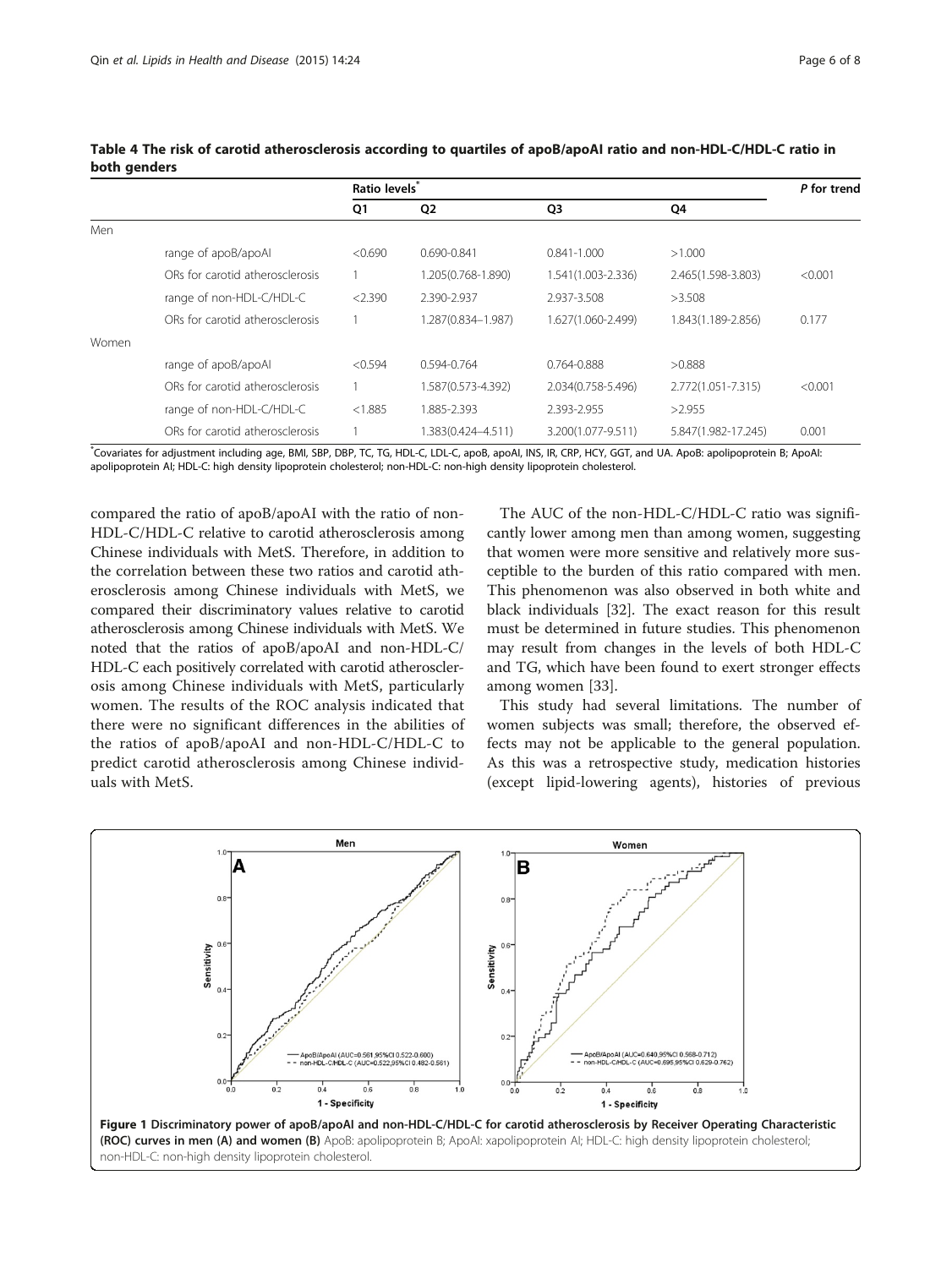**Table 4 The risk of carotid atherosclerosis according to quartiles of apoB/apoAI ratio and non-HDL-C/HDL-C ratio in both genders**

| | | Ratio levels* | | | | *P* for trend |
|---|---|---|---|---|---|---|
| | | Q1 | Q2 | Q3 | Q4 | |
| Men | | | | | | |
| | range of apoB/apoAI | <0.690 | 0.690-0.841 | 0.841-1.000 | >1.000 | |
| | ORs for carotid atherosclerosis | 1 | 1.205(0.768-1.890) | 1.541(1.003-2.336) | 2.465(1.598-3.803) | <0.001 |
| | range of non-HDL-C/HDL-C | <2.390 | 2.390-2.937 | 2.937-3.508 | >3.508 | |
| | ORs for carotid atherosclerosis | 1 | 1.287(0.834–1.987) | 1.627(1.060-2.499) | 1.843(1.189-2.856) | 0.177 |
| Women | | | | | | |
| | range of apoB/apoAI | <0.594 | 0.594-0.764 | 0.764-0.888 | >0.888 | |
| | ORs for carotid atherosclerosis | 1 | 1.587(0.573-4.392) | 2.034(0.758-5.496) | 2.772(1.051-7.315) | <0.001 |
| | range of non-HDL-C/HDL-C | <1.885 | 1.885-2.393 | 2.393-2.955 | >2.955 | |
| | ORs for carotid atherosclerosis | 1 | 1.383(0.424–4.511) | 3.200(1.077-9.511) | 5.847(1.982-17.245) | 0.001 |

*Covariates for adjustment including age, BMI, SBP, DBP, TC, TG, HDL-C, LDL-C, apoB, apoAI, INS, IR, CRP, HCY, GGT, and UA. ApoB: apolipoprotein B; ApoAI: apolipoprotein AI; HDL-C: high density lipoprotein cholesterol; non-HDL-C: non-high density lipoprotein cholesterol.

compared the ratio of apoB/apoAI with the ratio of non-HDL-C/HDL-C relative to carotid atherosclerosis among Chinese individuals with MetS. Therefore, in addition to the correlation between these two ratios and carotid atherosclerosis among Chinese individuals with MetS, we compared their discriminatory values relative to carotid atherosclerosis among Chinese individuals with MetS. We noted that the ratios of apoB/apoAI and non-HDL-C/HDL-C each positively correlated with carotid atherosclerosis among Chinese individuals with MetS, particularly women. The results of the ROC analysis indicated that there were no significant differences in the abilities of the ratios of apoB/apoAI and non-HDL-C/HDL-C to predict carotid atherosclerosis among Chinese individuals with MetS.

The AUC of the non-HDL-C/HDL-C ratio was significantly lower among men than among women, suggesting that women were more sensitive and relatively more susceptible to the burden of this ratio compared with men. This phenomenon was also observed in both white and black individuals [32]. The exact reason for this result must be determined in future studies. This phenomenon may result from changes in the levels of both HDL-C and TG, which have been found to exert stronger effects among women [33].

This study had several limitations. The number of women subjects was small; therefore, the observed effects may not be applicable to the general population. As this was a retrospective study, medication histories (except lipid-lowering agents), histories of previous

**Figure 1 Discriminatory power of apoB/apoAI and non-HDL-C/HDL-C for carotid atherosclerosis by Receiver Operating Characteristic (ROC) curves in men (A) and women (B)** ApoB: apolipoprotein B; ApoAI: xapolipoprotein AI; HDL-C: high density lipoprotein cholesterol; non-HDL-C: non-high density lipoprotein cholesterol.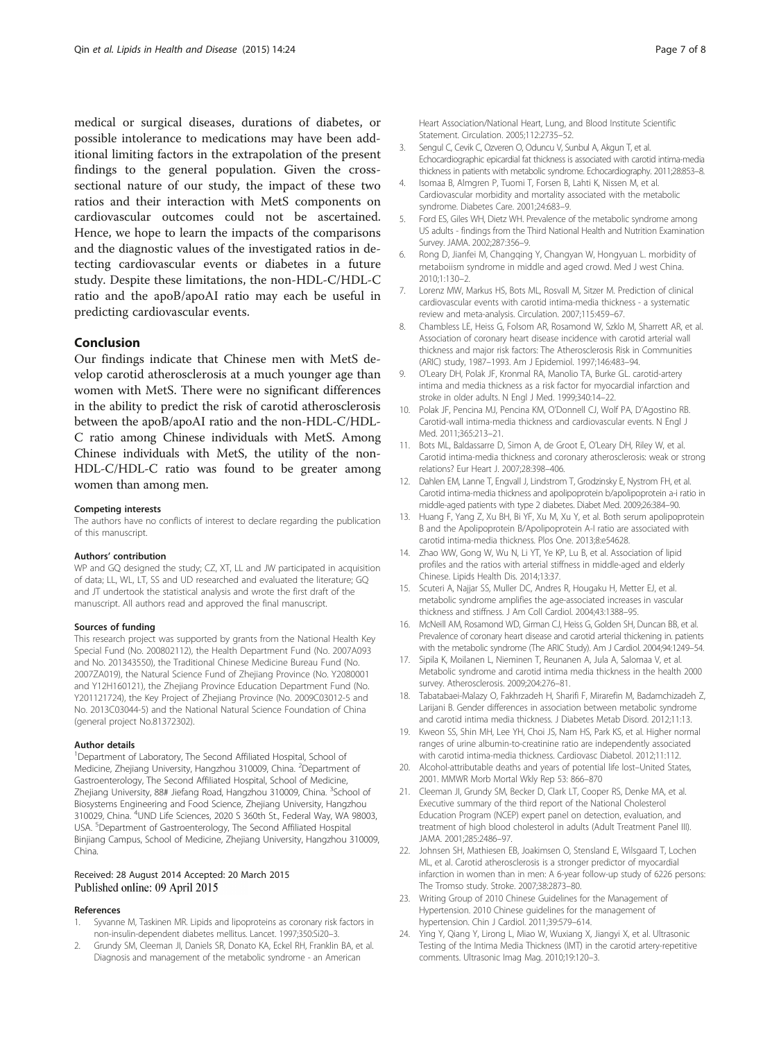medical or surgical diseases, durations of diabetes, or possible intolerance to medications may have been additional limiting factors in the extrapolation of the present findings to the general population. Given the cross-sectional nature of our study, the impact of these two ratios and their interaction with MetS components on cardiovascular outcomes could not be ascertained. Hence, we hope to learn the impacts of the comparisons and the diagnostic values of the investigated ratios in detecting cardiovascular events or diabetes in a future study. Despite these limitations, the non-HDL-C/HDL-C ratio and the apoB/apoAI ratio may each be useful in predicting cardiovascular events.

## Conclusion

Our findings indicate that Chinese men with MetS develop carotid atherosclerosis at a much younger age than women with MetS. There were no significant differences in the ability to predict the risk of carotid atherosclerosis between the apoB/apoAI ratio and the non-HDL-C/HDL-C ratio among Chinese individuals with MetS. Among Chinese individuals with MetS, the utility of the non-HDL-C/HDL-C ratio was found to be greater among women than among men.

#### Competing interests

The authors have no conflicts of interest to declare regarding the publication of this manuscript.

#### Authors' contribution

WP and GQ designed the study; CZ, XT, LL and JW participated in acquisition of data; LL, WL, LT, SS and UD researched and evaluated the literature; GQ and JT undertook the statistical analysis and wrote the first draft of the manuscript. All authors read and approved the final manuscript.

#### Sources of funding

This research project was supported by grants from the National Health Key Special Fund (No. 200802112), the Health Department Fund (No. 2007A093 and No. 201343550), the Traditional Chinese Medicine Bureau Fund (No. 2007ZA019), the Natural Science Fund of Zhejiang Province (No. Y2080001 and Y12H160121), the Zhejiang Province Education Department Fund (No. Y201121724), the Key Project of Zhejiang Province (No. 2009C03012-5 and No. 2013C03044-5) and the National Natural Science Foundation of China (general project No.81372302).

#### Author details

[1]Department of Laboratory, The Second Affiliated Hospital, School of Medicine, Zhejiang University, Hangzhou 310009, China. [2]Department of Gastroenterology, The Second Affiliated Hospital, School of Medicine, Zhejiang University, 88# Jiefang Road, Hangzhou 310009, China. [3]School of Biosystems Engineering and Food Science, Zhejiang University, Hangzhou 310029, China. [4]UND Life Sciences, 2020 S 360th St., Federal Way, WA 98003, USA. [5]Department of Gastroenterology, The Second Affiliated Hospital Binjiang Campus, School of Medicine, Zhejiang University, Hangzhou 310009, China.

Received: 28 August 2014 Accepted: 20 March 2015
Published online: 09 April 2015

#### References

1. Syvanne M, Taskinen MR. Lipids and lipoproteins as coronary risk factors in non-insulin-dependent diabetes mellitus. Lancet. 1997;350:Si20–3.
2. Grundy SM, Cleeman JI, Daniels SR, Donato KA, Eckel RH, Franklin BA, et al. Diagnosis and management of the metabolic syndrome - an American Heart Association/National Heart, Lung, and Blood Institute Scientific Statement. Circulation. 2005;112:2735–52.
3. Sengul C, Cevik C, Ozveren O, Oduncu V, Sunbul A, Akgun T, et al. Echocardiographic epicardial fat thickness is associated with carotid intima-media thickness in patients with metabolic syndrome. Echocardiography. 2011;28:853–8.
4. Isomaa B, Almgren P, Tuomi T, Forsen B, Lahti K, Nissen M, et al. Cardiovascular morbidity and mortality associated with the metabolic syndrome. Diabetes Care. 2001;24:683–9.
5. Ford ES, Giles WH, Dietz WH. Prevalence of the metabolic syndrome among US adults - findings from the Third National Health and Nutrition Examination Survey. JAMA. 2002;287:356–9.
6. Rong D, Jianfei M, Changqing Y, Changyan W, Hongyuan L. morbidity of metaboiism syndrome in middle and aged crowd. Med J west China. 2010;1:130–2.
7. Lorenz MW, Markus HS, Bots ML, Rosvall M, Sitzer M. Prediction of clinical cardiovascular events with carotid intima-media thickness - a systematic review and meta-analysis. Circulation. 2007;115:459–67.
8. Chambless LE, Heiss G, Folsom AR, Rosamond W, Szklo M, Sharrett AR, et al. Association of coronary heart disease incidence with carotid arterial wall thickness and major risk factors: The Atherosclerosis Risk in Communities (ARIC) study, 1987–1993. Am J Epidemiol. 1997;146:483–94.
9. O'Leary DH, Polak JF, Kronmal RA, Manolio TA, Burke GL. carotid-artery intima and media thickness as a risk factor for myocardial infarction and stroke in older adults. N Engl J Med. 1999;340:14–22.
10. Polak JF, Pencina MJ, Pencina KM, O'Donnell CJ, Wolf PA, D'Agostino RB. Carotid-wall intima-media thickness and cardiovascular events. N Engl J Med. 2011;365:213–21.
11. Bots ML, Baldassarre D, Simon A, de Groot E, O'Leary DH, Riley W, et al. Carotid intima-media thickness and coronary atherosclerosis: weak or strong relations? Eur Heart J. 2007;28:398–406.
12. Dahlen EM, Lanne T, Engvall J, Lindstrom T, Grodzinsky E, Nystrom FH, et al. Carotid intima-media thickness and apolipoprotein b/apolipoprotein a-i ratio in middle-aged patients with type 2 diabetes. Diabet Med. 2009;26:384–90.
13. Huang F, Yang Z, Xu BH, Bi YF, Xu M, Xu Y, et al. Both serum apolipoprotein B and the Apolipoprotein B/Apolipoprotein A-I ratio are associated with carotid intima-media thickness. Plos One. 2013;8:e54628.
14. Zhao WW, Gong W, Wu N, Li YT, Ye KP, Lu B, et al. Association of lipid profiles and the ratios with arterial stiffness in middle-aged and elderly Chinese. Lipids Health Dis. 2014;13:37.
15. Scuteri A, Najjar SS, Muller DC, Andres R, Hougaku H, Metter EJ, et al. metabolic syndrome amplifies the age-associated increases in vascular thickness and stiffness. J Am Coll Cardiol. 2004;43:1388–95.
16. McNeill AM, Rosamond WD, Girman CJ, Heiss G, Golden SH, Duncan BB, et al. Prevalence of coronary heart disease and carotid arterial thickening in. patients with the metabolic syndrome (The ARIC Study). Am J Cardiol. 2004;94:1249–54.
17. Sipila K, Moilanen L, Nieminen T, Reunanen A, Jula A, Salomaa V, et al. Metabolic syndrome and carotid intima media thickness in the health 2000 survey. Atherosclerosis. 2009;204:276–81.
18. Tabatabaei-Malazy O, Fakhrzadeh H, Sharifi F, Mirarefin M, Badamchizadeh Z, Larijani B. Gender differences in association between metabolic syndrome and carotid intima media thickness. J Diabetes Metab Disord. 2012;11:13.
19. Kweon SS, Shin MH, Lee YH, Choi JS, Nam HS, Park KS, et al. Higher normal ranges of urine albumin-to-creatinine ratio are independently associated with carotid intima-media thickness. Cardiovasc Diabetol. 2012;11:112.
20. Alcohol-attributable deaths and years of potential life lost–United States, 2001. MMWR Morb Mortal Wkly Rep 53: 866–870
21. Cleeman JI, Grundy SM, Becker D, Clark LT, Cooper RS, Denke MA, et al. Executive summary of the third report of the National Cholesterol Education Program (NCEP) expert panel on detection, evaluation, and treatment of high blood cholesterol in adults (Adult Treatment Panel III). JAMA. 2001;285:2486–97.
22. Johnsen SH, Mathiesen EB, Joakimsen O, Stensland E, Wilsgaard T, Lochen ML, et al. Carotid atherosclerosis is a stronger predictor of myocardial infarction in women than in men: A 6-year follow-up study of 6226 persons: The Tromso study. Stroke. 2007;38:2873–80.
23. Writing Group of 2010 Chinese Guidelines for the Management of Hypertension. 2010 Chinese guidelines for the management of hypertension. Chin J Cardiol. 2011;39:579–614.
24. Ying Y, Qiang Y, Lirong L, Miao W, Wuxiang X, Jiangyi X, et al. Ultrasonic Testing of the Intima Media Thickness (IMT) in the carotid artery-repetitive comments. Ultrasonic Imag Mag. 2010;19:120–3.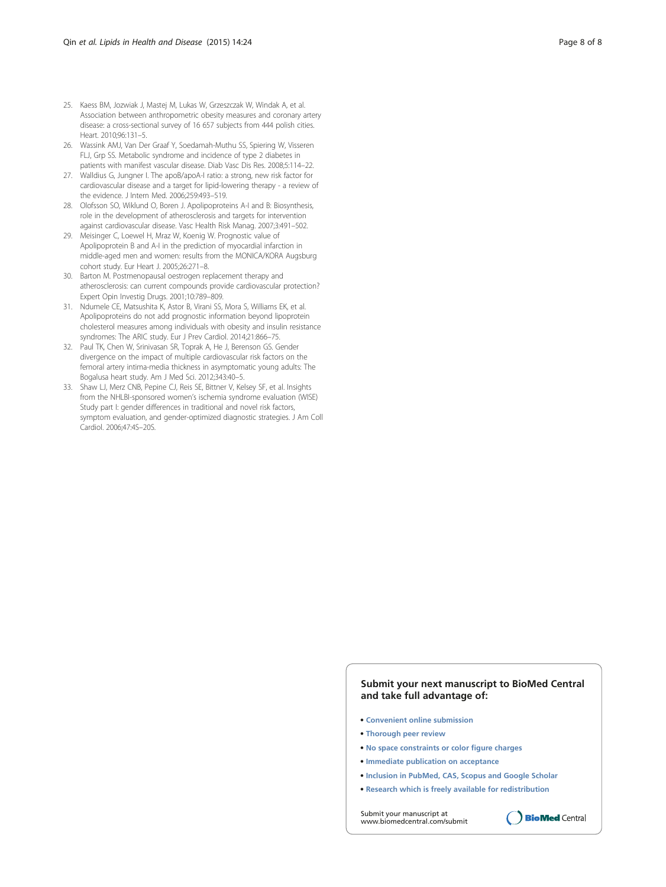25. Kaess BM, Jozwiak J, Mastej M, Lukas W, Grzeszczak W, Windak A, et al. Association between anthropometric obesity measures and coronary artery disease: a cross-sectional survey of 16 657 subjects from 444 polish cities. Heart. 2010;96:131–5.
26. Wassink AMJ, Van Der Graaf Y, Soedamah-Muthu SS, Spiering W, Visseren FLJ, Grp SS. Metabolic syndrome and incidence of type 2 diabetes in patients with manifest vascular disease. Diab Vasc Dis Res. 2008;5:114–22.
27. Walldius G, Jungner I. The apoB/apoA-I ratio: a strong, new risk factor for cardiovascular disease and a target for lipid-lowering therapy - a review of the evidence. J Intern Med. 2006;259:493–519.
28. Olofsson SO, Wiklund O, Boren J. Apolipoproteins A-I and B: Biosynthesis, role in the development of atherosclerosis and targets for intervention against cardiovascular disease. Vasc Health Risk Manag. 2007;3:491–502.
29. Meisinger C, Loewel H, Mraz W, Koenig W. Prognostic value of Apolipoprotein B and A-I in the prediction of myocardial infarction in middle-aged men and women: results from the MONICA/KORA Augsburg cohort study. Eur Heart J. 2005;26:271–8.
30. Barton M. Postmenopausal oestrogen replacement therapy and atherosclerosis: can current compounds provide cardiovascular protection? Expert Opin Investig Drugs. 2001;10:789–809.
31. Ndumele CE, Matsushita K, Astor B, Virani SS, Mora S, Williams EK, et al. Apolipoproteins do not add prognostic information beyond lipoprotein cholesterol measures among individuals with obesity and insulin resistance syndromes: The ARIC study. Eur J Prev Cardiol. 2014;21:866–75.
32. Paul TK, Chen W, Srinivasan SR, Toprak A, He J, Berenson GS. Gender divergence on the impact of multiple cardiovascular risk factors on the femoral artery intima-media thickness in asymptomatic young adults: The Bogalusa heart study. Am J Med Sci. 2012;343:40–5.
33. Shaw LJ, Merz CNB, Pepine CJ, Reis SE, Bittner V, Kelsey SF, et al. Insights from the NHLBI-sponsored women's ischemia syndrome evaluation (WISE) Study part I: gender differences in traditional and novel risk factors, symptom evaluation, and gender-optimized diagnostic strategies. J Am Coll Cardiol. 2006;47:4S–20S.

**Submit your next manuscript to BioMed Central and take full advantage of:**

- **Convenient online submission**
- **Thorough peer review**
- **No space constraints or color figure charges**
- **Immediate publication on acceptance**
- **Inclusion in PubMed, CAS, Scopus and Google Scholar**
- **Research which is freely available for redistribution**

Submit your manuscript at
www.biomedcentral.com/submit

BioMed Central